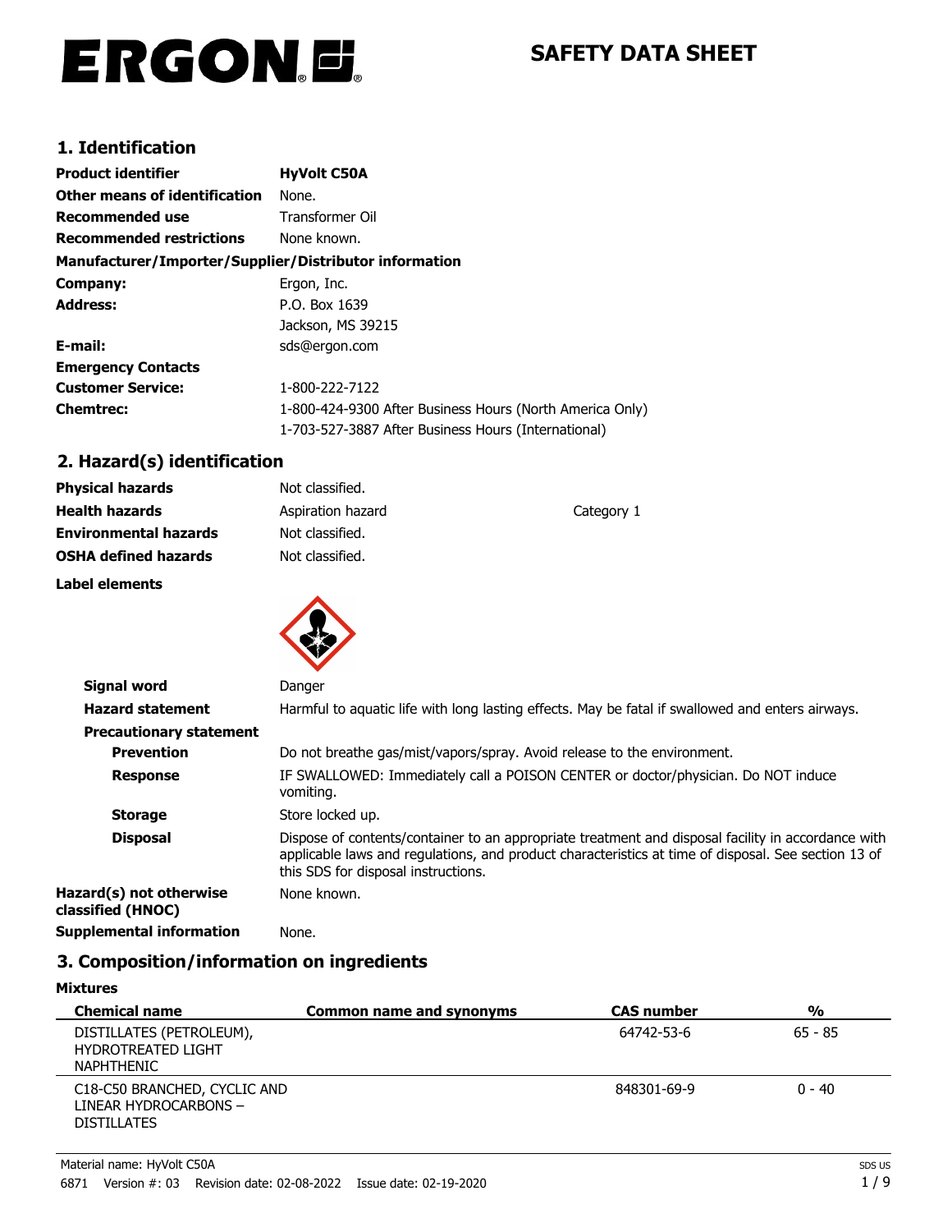# ERGON

# SAFETY DATA SHEET

## 1. Identification

| | |
|---|---|
| **Product identifier** | **HyVolt C50A** |
| **Other means of identification** | None. |
| **Recommended use** | Transformer Oil |
| **Recommended restrictions** | None known. |

**Manufacturer/Importer/Supplier/Distributor information**

| | |
|---|---|
| **Company:** | Ergon, Inc. |
| **Address:** | P.O. Box 1639<br>Jackson, MS 39215 |
| **E-mail:** | sds@ergon.com |
| **Emergency Contacts** | |
| **Customer Service:** | 1-800-222-7122 |
| **Chemtrec:** | 1-800-424-9300 After Business Hours (North America Only)<br>1-703-527-3887 After Business Hours (International) |

## 2. Hazard(s) identification

| | | |
|---|---|---|
| **Physical hazards** | Not classified. | |
| **Health hazards** | Aspiration hazard | Category 1 |
| **Environmental hazards** | Not classified. | |
| **OSHA defined hazards** | Not classified. | |

**Label elements**

| | |
|---|---|
| **Signal word** | Danger |
| **Hazard statement** | Harmful to aquatic life with long lasting effects. May be fatal if swallowed and enters airways. |
| **Precautionary statement** | |
| **Prevention** | Do not breathe gas/mist/vapors/spray. Avoid release to the environment. |
| **Response** | IF SWALLOWED: Immediately call a POISON CENTER or doctor/physician. Do NOT induce vomiting. |
| **Storage** | Store locked up. |
| **Disposal** | Dispose of contents/container to an appropriate treatment and disposal facility in accordance with applicable laws and regulations, and product characteristics at time of disposal. See section 13 of this SDS for disposal instructions. |
| **Hazard(s) not otherwise classified (HNOC)** | None known. |
| **Supplemental information** | None. |

## 3. Composition/information on ingredients

**Mixtures**

| Chemical name | Common name and synonyms | CAS number | % |
|---|---|---|---|
| DISTILLATES (PETROLEUM), HYDROTREATED LIGHT NAPHTHENIC | | 64742-53-6 | 65 - 85 |
| C18-C50 BRANCHED, CYCLIC AND LINEAR HYDROCARBONS – DISTILLATES | | 848301-69-9 | 0 - 40 |

Material name: HyVolt C50A

6871 Version #: 03 Revision date: 02-08-2022 Issue date: 02-19-2020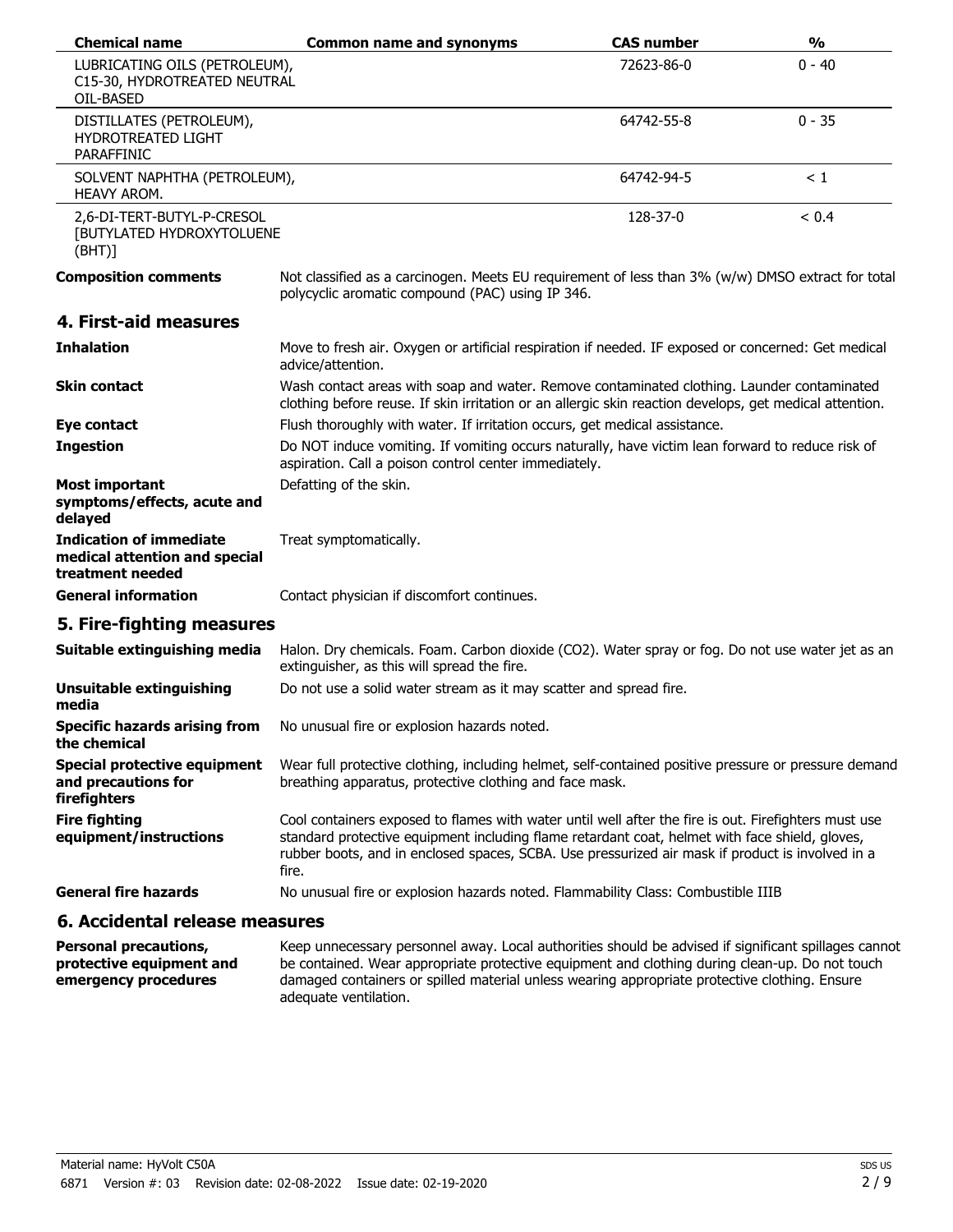| Chemical name | Common name and synonyms | CAS number | % |
|---|---|---|---|
| LUBRICATING OILS (PETROLEUM), C15-30, HYDROTREATED NEUTRAL OIL-BASED | | 72623-86-0 | 0 - 40 |
| DISTILLATES (PETROLEUM), HYDROTREATED LIGHT PARAFFINIC | | 64742-55-8 | 0 - 35 |
| SOLVENT NAPHTHA (PETROLEUM), HEAVY AROM. | | 64742-94-5 | < 1 |
| 2,6-DI-TERT-BUTYL-P-CRESOL [BUTYLATED HYDROXYTOLUENE (BHT)] | | 128-37-0 | < 0.4 |

**Composition comments** Not classified as a carcinogen. Meets EU requirement of less than 3% (w/w) DMSO extract for total polycyclic aromatic compound (PAC) using IP 346.

## 4. First-aid measures

**Inhalation** Move to fresh air. Oxygen or artificial respiration if needed. IF exposed or concerned: Get medical advice/attention.

**Skin contact** Wash contact areas with soap and water. Remove contaminated clothing. Launder contaminated clothing before reuse. If skin irritation or an allergic skin reaction develops, get medical attention.

**Eye contact** Flush thoroughly with water. If irritation occurs, get medical assistance.

**Ingestion** Do NOT induce vomiting. If vomiting occurs naturally, have victim lean forward to reduce risk of aspiration. Call a poison control center immediately.

**Most important symptoms/effects, acute and delayed** Defatting of the skin.

**Indication of immediate medical attention and special treatment needed** Treat symptomatically.

**General information** Contact physician if discomfort continues.

## 5. Fire-fighting measures

**Suitable extinguishing media** Halon. Dry chemicals. Foam. Carbon dioxide ($CO_2$). Water spray or fog. Do not use water jet as an extinguisher, as this will spread the fire.

**Unsuitable extinguishing media** Do not use a solid water stream as it may scatter and spread fire.

**Specific hazards arising from the chemical** No unusual fire or explosion hazards noted.

**Special protective equipment and precautions for firefighters** Wear full protective clothing, including helmet, self-contained positive pressure or pressure demand breathing apparatus, protective clothing and face mask.

**Fire fighting equipment/instructions** Cool containers exposed to flames with water until well after the fire is out. Firefighters must use standard protective equipment including flame retardant coat, helmet with face shield, gloves, rubber boots, and in enclosed spaces, SCBA. Use pressurized air mask if product is involved in a fire.

**General fire hazards** No unusual fire or explosion hazards noted. Flammability Class: Combustible IIIB

## 6. Accidental release measures

**Personal precautions, protective equipment and emergency procedures** Keep unnecessary personnel away. Local authorities should be advised if significant spillages cannot be contained. Wear appropriate protective equipment and clothing during clean-up. Do not touch damaged containers or spilled material unless wearing appropriate protective clothing. Ensure adequate ventilation.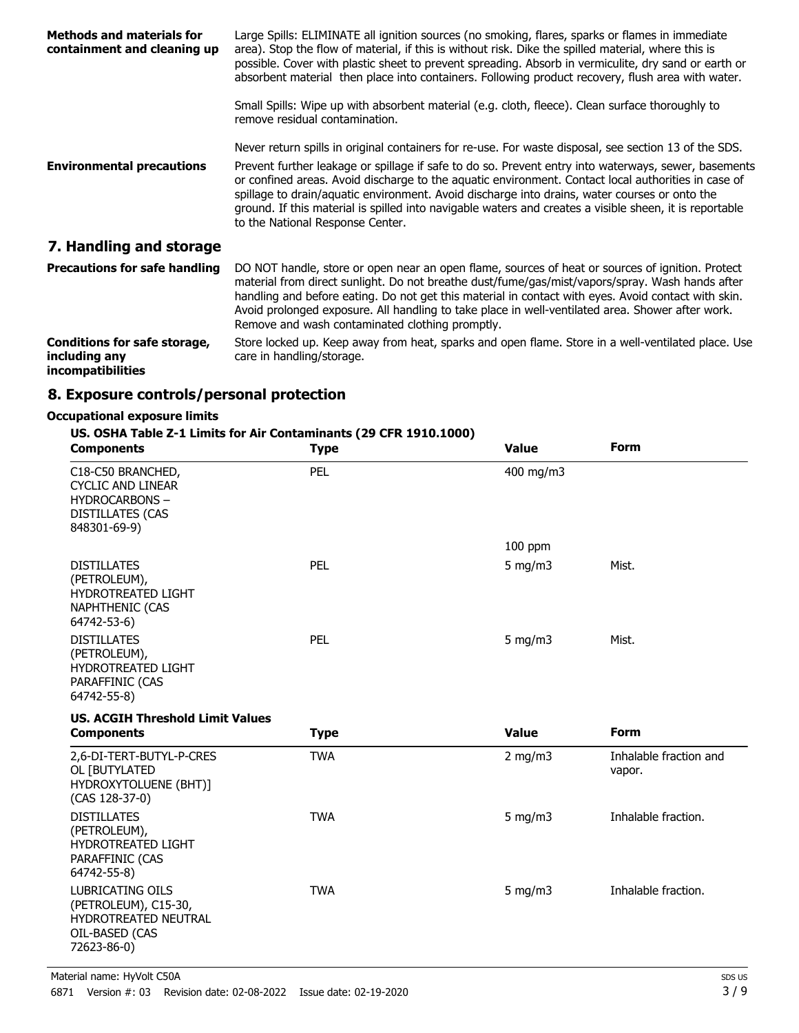**Methods and materials for containment and cleaning up**

Large Spills: ELIMINATE all ignition sources (no smoking, flares, sparks or flames in immediate area). Stop the flow of material, if this is without risk. Dike the spilled material, where this is possible. Cover with plastic sheet to prevent spreading. Absorb in vermiculite, dry sand or earth or absorbent material then place into containers. Following product recovery, flush area with water.

Small Spills: Wipe up with absorbent material (e.g. cloth, fleece). Clean surface thoroughly to remove residual contamination.

Never return spills in original containers for re-use. For waste disposal, see section 13 of the SDS.

**Environmental precautions**

Prevent further leakage or spillage if safe to do so. Prevent entry into waterways, sewer, basements or confined areas. Avoid discharge to the aquatic environment. Contact local authorities in case of spillage to drain/aquatic environment. Avoid discharge into drains, water courses or onto the ground. If this material is spilled into navigable waters and creates a visible sheen, it is reportable to the National Response Center.

## 7. Handling and storage

**Precautions for safe handling**

DO NOT handle, store or open near an open flame, sources of heat or sources of ignition. Protect material from direct sunlight. Do not breathe dust/fume/gas/mist/vapors/spray. Wash hands after handling and before eating. Do not get this material in contact with eyes. Avoid contact with skin. Avoid prolonged exposure. All handling to take place in well-ventilated area. Shower after work. Remove and wash contaminated clothing promptly.

**Conditions for safe storage, including any incompatibilities**

Store locked up. Keep away from heat, sparks and open flame. Store in a well-ventilated place. Use care in handling/storage.

## 8. Exposure controls/personal protection

**Occupational exposure limits**

**US. OSHA Table Z-1 Limits for Air Contaminants (29 CFR 1910.1000)**

| Components | Type | Value | Form |
|---|---|---|---|
| C18-C50 BRANCHED, CYCLIC AND LINEAR HYDROCARBONS – DISTILLATES (CAS 848301-69-9) | PEL | 400 mg/m3 | |
| | | 100 ppm | |
| DISTILLATES (PETROLEUM), HYDROTREATED LIGHT NAPHTHENIC (CAS 64742-53-6) | PEL | 5 mg/m3 | Mist. |
| DISTILLATES (PETROLEUM), HYDROTREATED LIGHT PARAFFINIC (CAS 64742-55-8) | PEL | 5 mg/m3 | Mist. |

**US. ACGIH Threshold Limit Values**

| Components | Type | Value | Form |
|---|---|---|---|
| 2,6-DI-TERT-BUTYL-P-CRESOL [BUTYLATED HYDROXYTOLUENE (BHT)] (CAS 128-37-0) | TWA | 2 mg/m3 | Inhalable fraction and vapor. |
| DISTILLATES (PETROLEUM), HYDROTREATED LIGHT PARAFFINIC (CAS 64742-55-8) | TWA | 5 mg/m3 | Inhalable fraction. |
| LUBRICATING OILS (PETROLEUM), C15-30, HYDROTREATED NEUTRAL OIL-BASED (CAS 72623-86-0) | TWA | 5 mg/m3 | Inhalable fraction. |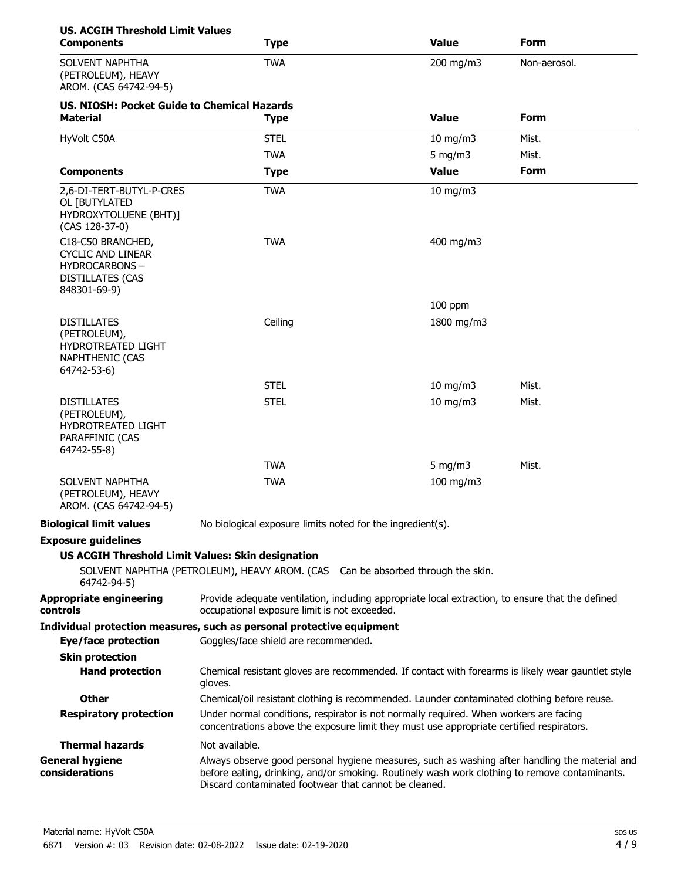**US. ACGIH Threshold Limit Values**

| Components | Type | Value | Form |
|---|---|---|---|
| SOLVENT NAPHTHA (PETROLEUM), HEAVY AROM. (CAS 64742-94-5) | TWA | 200 mg/m3 | Non-aerosol. |

**US. NIOSH: Pocket Guide to Chemical Hazards**

| Material | Type | Value | Form |
|---|---|---|---|
| HyVolt C50A | STEL | 10 mg/m3 | Mist. |
| | TWA | 5 mg/m3 | Mist. |

| Components | Type | Value | Form |
|---|---|---|---|
| 2,6-DI-TERT-BUTYL-P-CRESOL [BUTYLATED HYDROXYTOLUENE (BHT)] (CAS 128-37-0) | TWA | 10 mg/m3 | |
| C18-C50 BRANCHED, CYCLIC AND LINEAR HYDROCARBONS – DISTILLATES (CAS 848301-69-9) | TWA | 400 mg/m3 | |
| | | 100 ppm | |
| DISTILLATES (PETROLEUM), HYDROTREATED LIGHT NAPHTHENIC (CAS 64742-53-6) | Ceiling | 1800 mg/m3 | |
| | STEL | 10 mg/m3 | Mist. |
| DISTILLATES (PETROLEUM), HYDROTREATED LIGHT PARAFFINIC (CAS 64742-55-8) | STEL | 10 mg/m3 | Mist. |
| | TWA | 5 mg/m3 | Mist. |
| SOLVENT NAPHTHA (PETROLEUM), HEAVY AROM. (CAS 64742-94-5) | TWA | 100 mg/m3 | |

**Biological limit values** No biological exposure limits noted for the ingredient(s).

**Exposure guidelines**

**US ACGIH Threshold Limit Values: Skin designation**

SOLVENT NAPHTHA (PETROLEUM), HEAVY AROM. (CAS 64742-94-5) Can be absorbed through the skin.

**Appropriate engineering controls** Provide adequate ventilation, including appropriate local extraction, to ensure that the defined occupational exposure limit is not exceeded.

**Individual protection measures, such as personal protective equipment**

**Eye/face protection** Goggles/face shield are recommended.

**Skin protection**

**Hand protection** Chemical resistant gloves are recommended. If contact with forearms is likely wear gauntlet style gloves.

**Other** Chemical/oil resistant clothing is recommended. Launder contaminated clothing before reuse.

**Respiratory protection** Under normal conditions, respirator is not normally required. When workers are facing concentrations above the exposure limit they must use appropriate certified respirators.

**Thermal hazards** Not available.

**General hygiene considerations** Always observe good personal hygiene measures, such as washing after handling the material and before eating, drinking, and/or smoking. Routinely wash work clothing to remove contaminants. Discard contaminated footwear that cannot be cleaned.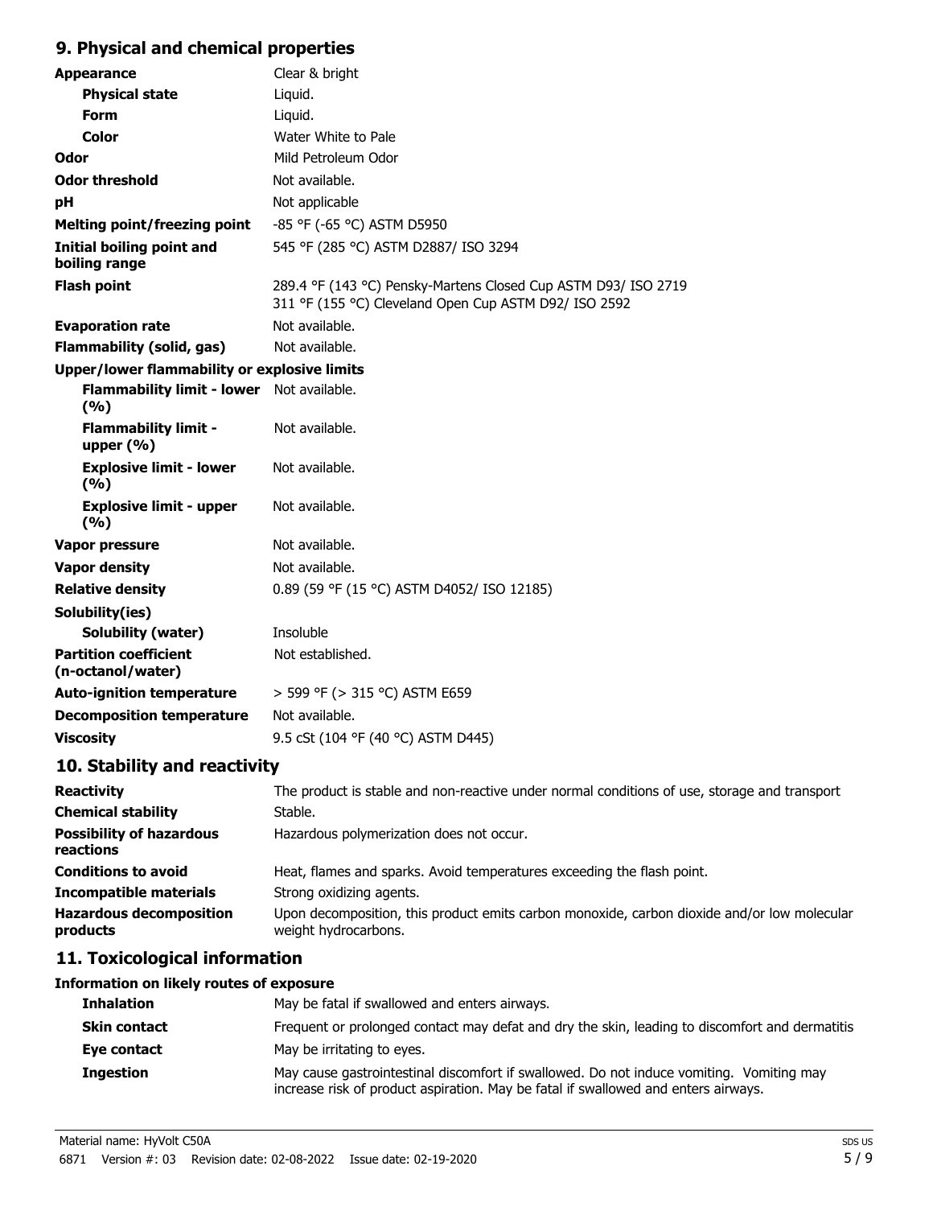## 9. Physical and chemical properties

| Property | Value |
|---|---|
| **Appearance** | Clear & bright |
| **Physical state** | Liquid. |
| **Form** | Liquid. |
| **Color** | Water White to Pale |
| **Odor** | Mild Petroleum Odor |
| **Odor threshold** | Not available. |
| **pH** | Not applicable |
| **Melting point/freezing point** | -85 °F (-65 °C) ASTM D5950 |
| **Initial boiling point and boiling range** | 545 °F (285 °C) ASTM D2887/ ISO 3294 |
| **Flash point** | 289.4 °F (143 °C) Pensky-Martens Closed Cup ASTM D93/ ISO 2719<br>311 °F (155 °C) Cleveland Open Cup ASTM D92/ ISO 2592 |
| **Evaporation rate** | Not available. |
| **Flammability (solid, gas)** | Not available. |
| **Upper/lower flammability or explosive limits** | |
| **Flammability limit - lower (%)** | Not available. |
| **Flammability limit - upper (%)** | Not available. |
| **Explosive limit - lower (%)** | Not available. |
| **Explosive limit - upper (%)** | Not available. |
| **Vapor pressure** | Not available. |
| **Vapor density** | Not available. |
| **Relative density** | 0.89 (59 °F (15 °C) ASTM D4052/ ISO 12185) |
| **Solubility(ies)** | |
| **Solubility (water)** | Insoluble |
| **Partition coefficient (n-octanol/water)** | Not established. |
| **Auto-ignition temperature** | > 599 °F (> 315 °C) ASTM E659 |
| **Decomposition temperature** | Not available. |
| **Viscosity** | 9.5 cSt (104 °F (40 °C) ASTM D445) |

## 10. Stability and reactivity

| Property | Value |
|---|---|
| **Reactivity** | The product is stable and non-reactive under normal conditions of use, storage and transport |
| **Chemical stability** | Stable. |
| **Possibility of hazardous reactions** | Hazardous polymerization does not occur. |
| **Conditions to avoid** | Heat, flames and sparks. Avoid temperatures exceeding the flash point. |
| **Incompatible materials** | Strong oxidizing agents. |
| **Hazardous decomposition products** | Upon decomposition, this product emits carbon monoxide, carbon dioxide and/or low molecular weight hydrocarbons. |

## 11. Toxicological information

### Information on likely routes of exposure

| Route | Information |
|---|---|
| **Inhalation** | May be fatal if swallowed and enters airways. |
| **Skin contact** | Frequent or prolonged contact may defat and dry the skin, leading to discomfort and dermatitis |
| **Eye contact** | May be irritating to eyes. |
| **Ingestion** | May cause gastrointestinal discomfort if swallowed. Do not induce vomiting. Vomiting may increase risk of product aspiration. May be fatal if swallowed and enters airways. |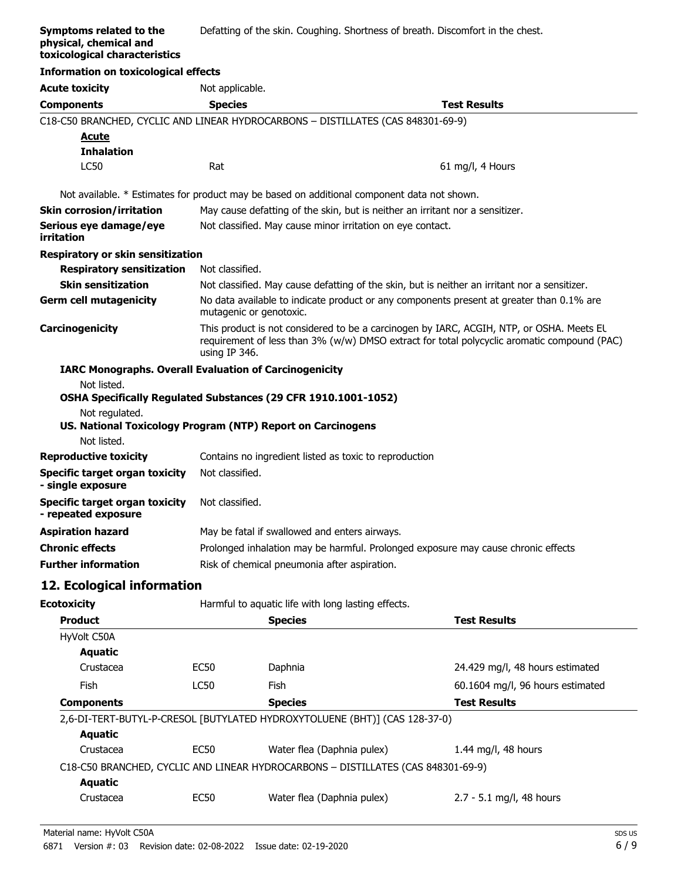**Symptoms related to the physical, chemical and toxicological characteristics** Defatting of the skin. Coughing. Shortness of breath. Discomfort in the chest.

**Information on toxicological effects**

**Acute toxicity** Not applicable.

| Components | Species | Test Results |
|---|---|---|
| C18-C50 BRANCHED, CYCLIC AND LINEAR HYDROCARBONS – DISTILLATES (CAS 848301-69-9) | | |
| **Acute** | | |
| **Inhalation** | | |
| LC50 | Rat | 61 mg/l, 4 Hours |

Not available. * Estimates for product may be based on additional component data not shown.

**Skin corrosion/irritation** May cause defatting of the skin, but is neither an irritant nor a sensitizer.

**Serious eye damage/eye irritation** Not classified. May cause minor irritation on eye contact.

**Respiratory or skin sensitization**

**Respiratory sensitization** Not classified.

**Skin sensitization** Not classified. May cause defatting of the skin, but is neither an irritant nor a sensitizer.

**Germ cell mutagenicity** No data available to indicate product or any components present at greater than 0.1% are mutagenic or genotoxic.

**Carcinogenicity** This product is not considered to be a carcinogen by IARC, ACGIH, NTP, or OSHA. Meets EU requirement of less than 3% (w/w) DMSO extract for total polycyclic aromatic compound (PAC) using IP 346.

**IARC Monographs. Overall Evaluation of Carcinogenicity**

Not listed.

**OSHA Specifically Regulated Substances (29 CFR 1910.1001-1052)**

Not regulated.

**US. National Toxicology Program (NTP) Report on Carcinogens**

Not listed.

**Reproductive toxicity** Contains no ingredient listed as toxic to reproduction

**Specific target organ toxicity - single exposure** Not classified.

**Specific target organ toxicity - repeated exposure** Not classified.

**Aspiration hazard** May be fatal if swallowed and enters airways.

**Chronic effects** Prolonged inhalation may be harmful. Prolonged exposure may cause chronic effects.

**Further information** Risk of chemical pneumonia after aspiration.

## 12. Ecological information

**Ecotoxicity** Harmful to aquatic life with long lasting effects.

| Product | | Species | Test Results |
|---|---|---|---|
| HyVolt C50A | | | |
| **Aquatic** | | | |
| Crustacea | EC50 | Daphnia | 24.429 mg/l, 48 hours estimated |
| Fish | LC50 | Fish | 60.1604 mg/l, 96 hours estimated |
| **Components** | | **Species** | **Test Results** |
| 2,6-DI-TERT-BUTYL-P-CRESOL [BUTYLATED HYDROXYTOLUENE (BHT)] (CAS 128-37-0) | | | |
| **Aquatic** | | | |
| Crustacea | EC50 | Water flea (Daphnia pulex) | 1.44 mg/l, 48 hours |
| C18-C50 BRANCHED, CYCLIC AND LINEAR HYDROCARBONS – DISTILLATES (CAS 848301-69-9) | | | |
| **Aquatic** | | | |
| Crustacea | EC50 | Water flea (Daphnia pulex) | 2.7 - 5.1 mg/l, 48 hours |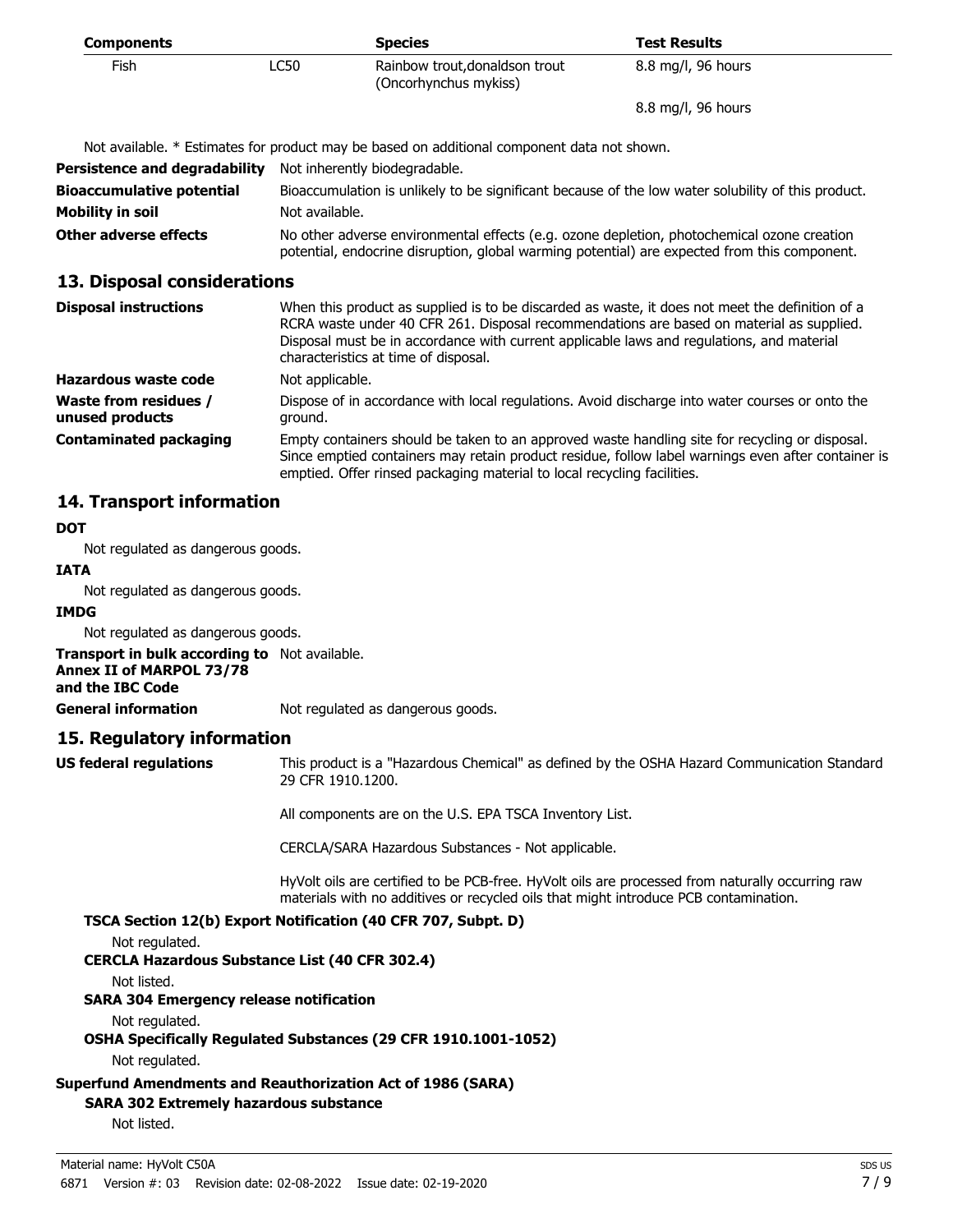| Components | | Species | Test Results |
| --- | --- | --- | --- |
| Fish | LC50 | Rainbow trout,donaldson trout (Oncorhynchus mykiss) | 8.8 mg/l, 96 hours |
| | | | 8.8 mg/l, 96 hours |

Not available. * Estimates for product may be based on additional component data not shown.

**Persistence and degradability** Not inherently biodegradable.

**Bioaccumulative potential** Bioaccumulation is unlikely to be significant because of the low water solubility of this product.

**Mobility in soil** Not available.

**Other adverse effects** No other adverse environmental effects (e.g. ozone depletion, photochemical ozone creation potential, endocrine disruption, global warming potential) are expected from this component.

## 13. Disposal considerations

**Disposal instructions** When this product as supplied is to be discarded as waste, it does not meet the definition of a RCRA waste under 40 CFR 261. Disposal recommendations are based on material as supplied. Disposal must be in accordance with current applicable laws and regulations, and material characteristics at time of disposal.

**Hazardous waste code** Not applicable.

**Waste from residues / unused products** Dispose of in accordance with local regulations. Avoid discharge into water courses or onto the ground.

**Contaminated packaging** Empty containers should be taken to an approved waste handling site for recycling or disposal. Since emptied containers may retain product residue, follow label warnings even after container is emptied. Offer rinsed packaging material to local recycling facilities.

## 14. Transport information

**DOT**

Not regulated as dangerous goods.

**IATA**

Not regulated as dangerous goods.

**IMDG**

Not regulated as dangerous goods.

**Transport in bulk according to Annex II of MARPOL 73/78 and the IBC Code** Not available.

**General information** Not regulated as dangerous goods.

## 15. Regulatory information

**US federal regulations** This product is a "Hazardous Chemical" as defined by the OSHA Hazard Communication Standard 29 CFR 1910.1200.

All components are on the U.S. EPA TSCA Inventory List.

CERCLA/SARA Hazardous Substances - Not applicable.

HyVolt oils are certified to be PCB-free. HyVolt oils are processed from naturally occurring raw materials with no additives or recycled oils that might introduce PCB contamination.

**TSCA Section 12(b) Export Notification (40 CFR 707, Subpt. D)**

Not regulated.

**CERCLA Hazardous Substance List (40 CFR 302.4)**

Not listed.

**SARA 304 Emergency release notification**

Not regulated.

**OSHA Specifically Regulated Substances (29 CFR 1910.1001-1052)**

Not regulated.

**Superfund Amendments and Reauthorization Act of 1986 (SARA)**

**SARA 302 Extremely hazardous substance**

Not listed.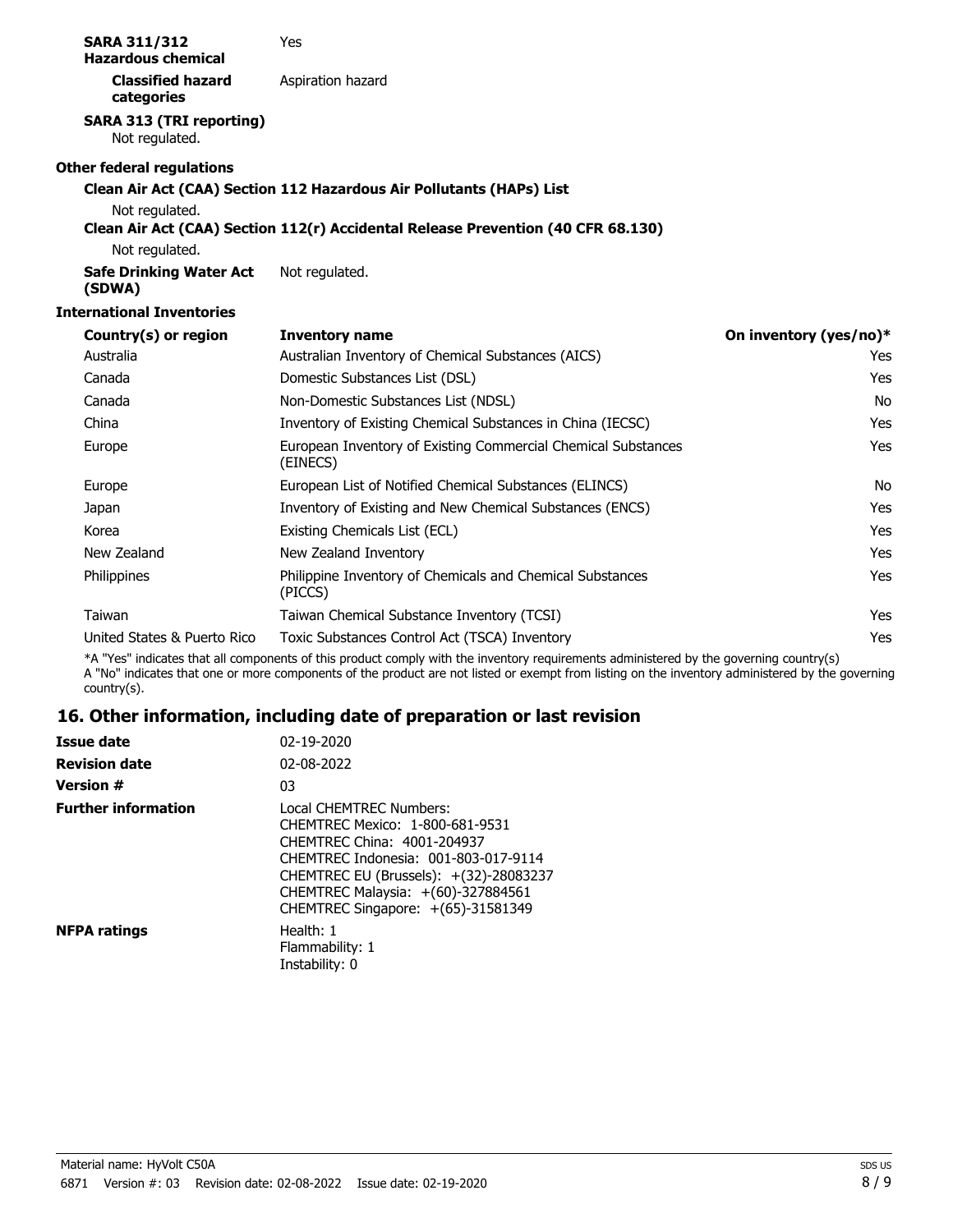**SARA 311/312 Hazardous chemical** Yes

**Classified hazard categories** Aspiration hazard

**SARA 313 (TRI reporting)**

Not regulated.

**Other federal regulations**

**Clean Air Act (CAA) Section 112 Hazardous Air Pollutants (HAPs) List**

Not regulated.

**Clean Air Act (CAA) Section 112(r) Accidental Release Prevention (40 CFR 68.130)**

Not regulated.

**Safe Drinking Water Act (SDWA)** Not regulated.

**International Inventories**

| Country(s) or region | Inventory name | On inventory (yes/no)* |
|---|---|---|
| Australia | Australian Inventory of Chemical Substances (AICS) | Yes |
| Canada | Domestic Substances List (DSL) | Yes |
| Canada | Non-Domestic Substances List (NDSL) | No |
| China | Inventory of Existing Chemical Substances in China (IECSC) | Yes |
| Europe | European Inventory of Existing Commercial Chemical Substances (EINECS) | Yes |
| Europe | European List of Notified Chemical Substances (ELINCS) | No |
| Japan | Inventory of Existing and New Chemical Substances (ENCS) | Yes |
| Korea | Existing Chemicals List (ECL) | Yes |
| New Zealand | New Zealand Inventory | Yes |
| Philippines | Philippine Inventory of Chemicals and Chemical Substances (PICCS) | Yes |
| Taiwan | Taiwan Chemical Substance Inventory (TCSI) | Yes |
| United States & Puerto Rico | Toxic Substances Control Act (TSCA) Inventory | Yes |

*A "Yes" indicates that all components of this product comply with the inventory requirements administered by the governing country(s)
A "No" indicates that one or more components of the product are not listed or exempt from listing on the inventory administered by the governing country(s).

## 16. Other information, including date of preparation or last revision

**Issue date** 02-19-2020

**Revision date** 02-08-2022

**Version #** 03

**Further information** Local CHEMTREC Numbers:
CHEMTREC Mexico: 1-800-681-9531
CHEMTREC China: 4001-204937
CHEMTREC Indonesia: 001-803-017-9114
CHEMTREC EU (Brussels): +(32)-28083237
CHEMTREC Malaysia: +(60)-327884561
CHEMTREC Singapore: +(65)-31581349

**NFPA ratings** Health: 1
Flammability: 1
Instability: 0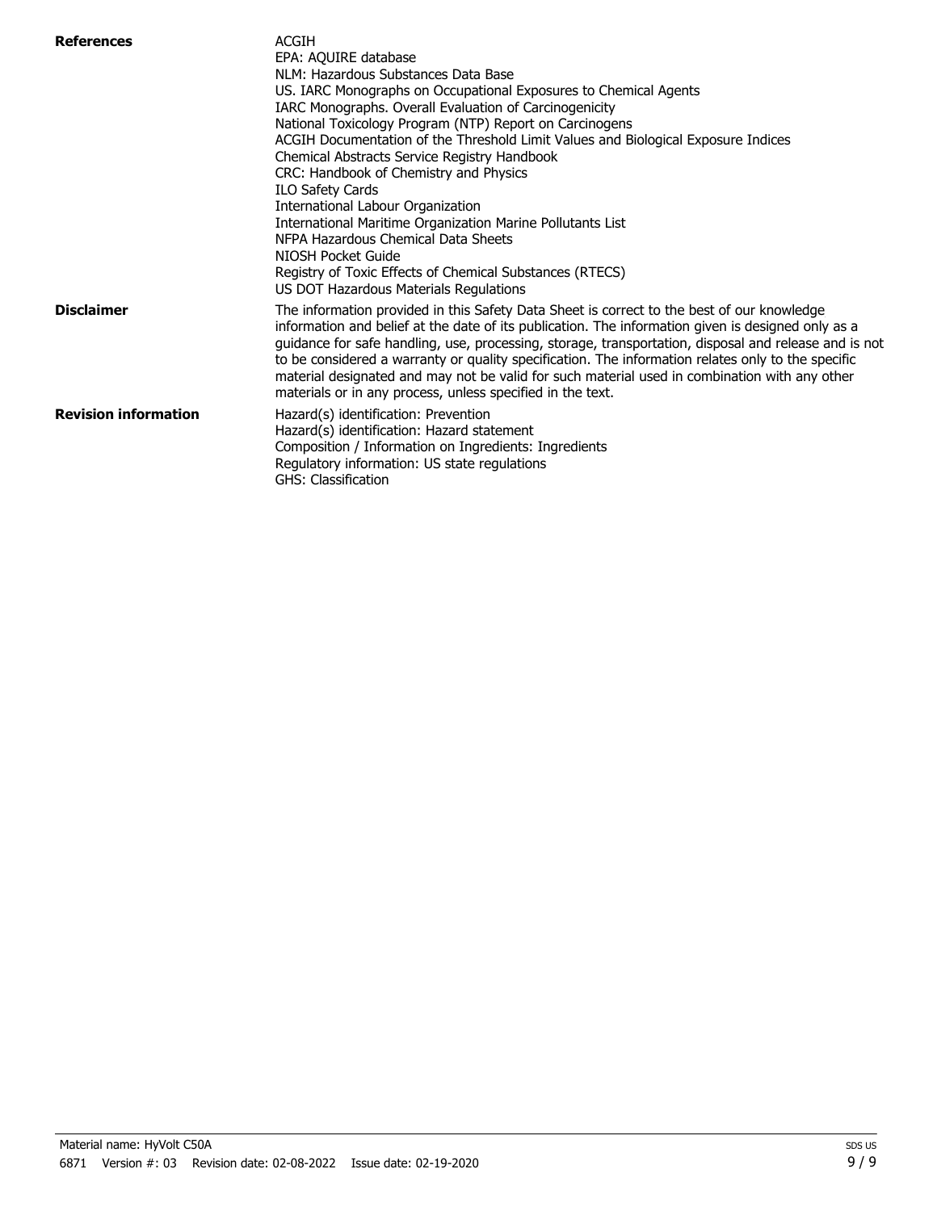**References**

ACGIH
EPA: AQUIRE database
NLM: Hazardous Substances Data Base
US. IARC Monographs on Occupational Exposures to Chemical Agents
IARC Monographs. Overall Evaluation of Carcinogenicity
National Toxicology Program (NTP) Report on Carcinogens
ACGIH Documentation of the Threshold Limit Values and Biological Exposure Indices
Chemical Abstracts Service Registry Handbook
CRC: Handbook of Chemistry and Physics
ILO Safety Cards
International Labour Organization
International Maritime Organization Marine Pollutants List
NFPA Hazardous Chemical Data Sheets
NIOSH Pocket Guide
Registry of Toxic Effects of Chemical Substances (RTECS)
US DOT Hazardous Materials Regulations

**Disclaimer**

The information provided in this Safety Data Sheet is correct to the best of our knowledge information and belief at the date of its publication. The information given is designed only as a guidance for safe handling, use, processing, storage, transportation, disposal and release and is not to be considered a warranty or quality specification. The information relates only to the specific material designated and may not be valid for such material used in combination with any other materials or in any process, unless specified in the text.

**Revision information**

Hazard(s) identification: Prevention
Hazard(s) identification: Hazard statement
Composition / Information on Ingredients: Ingredients
Regulatory information: US state regulations
GHS: Classification